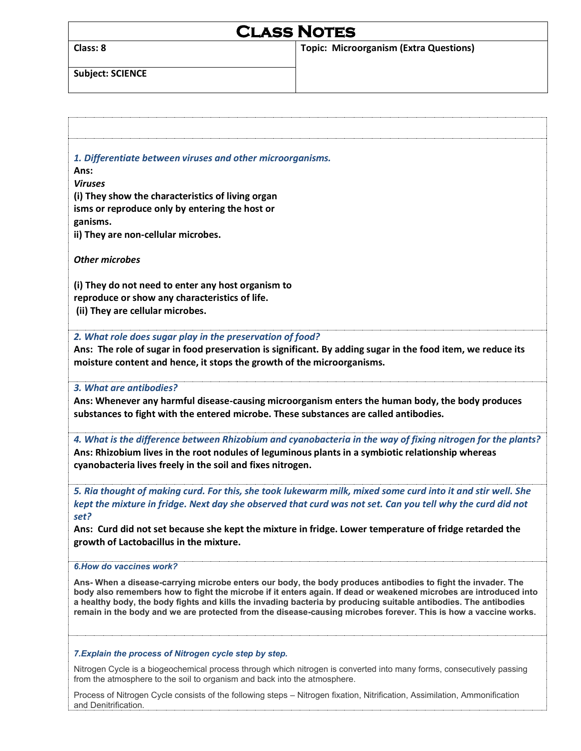# Class Notes

| Class: 8 | Topic: Microorganism (Extra Questions) |
| --- | --- |
| Subject: SCIENCE | |

*1. Differentiate between viruses and other microorganisms.*

**Ans:**

***Viruses***

**(i) They show the characteristics of living organ isms or reproduce only by entering the host or ganisms.**

**ii) They are non-cellular microbes.**

***Other microbes***

**(i) They do not need to enter any host organism to reproduce or show any characteristics of life.**

**(ii) They are cellular microbes.**

*2. What role does sugar play in the preservation of food?*

**Ans: The role of sugar in food preservation is significant. By adding sugar in the food item, we reduce its moisture content and hence, it stops the growth of the microorganisms.**

*3. What are antibodies?*

**Ans: Whenever any harmful disease-causing microorganism enters the human body, the body produces substances to fight with the entered microbe. These substances are called antibodies.**

*4. What is the difference between Rhizobium and cyanobacteria in the way of fixing nitrogen for the plants?*

**Ans: Rhizobium lives in the root nodules of leguminous plants in a symbiotic relationship whereas cyanobacteria lives freely in the soil and fixes nitrogen.**

*5. Ria thought of making curd. For this, she took lukewarm milk, mixed some curd into it and stir well. She kept the mixture in fridge. Next day she observed that curd was not set. Can you tell why the curd did not set?*

**Ans: Curd did not set because she kept the mixture in fridge. Lower temperature of fridge retarded the growth of Lactobacillus in the mixture.**

*6.How do vaccines work?*

**Ans- When a disease-carrying microbe enters our body, the body produces antibodies to fight the invader. The body also remembers how to fight the microbe if it enters again. If dead or weakened microbes are introduced into a healthy body, the body fights and kills the invading bacteria by producing suitable antibodies. The antibodies remain in the body and we are protected from the disease-causing microbes forever. This is how a vaccine works.**

*7.Explain the process of Nitrogen cycle step by step.*

Nitrogen Cycle is a biogeochemical process through which nitrogen is converted into many forms, consecutively passing from the atmosphere to the soil to organism and back into the atmosphere.

Process of Nitrogen Cycle consists of the following steps – Nitrogen fixation, Nitrification, Assimilation, Ammonification and Denitrification.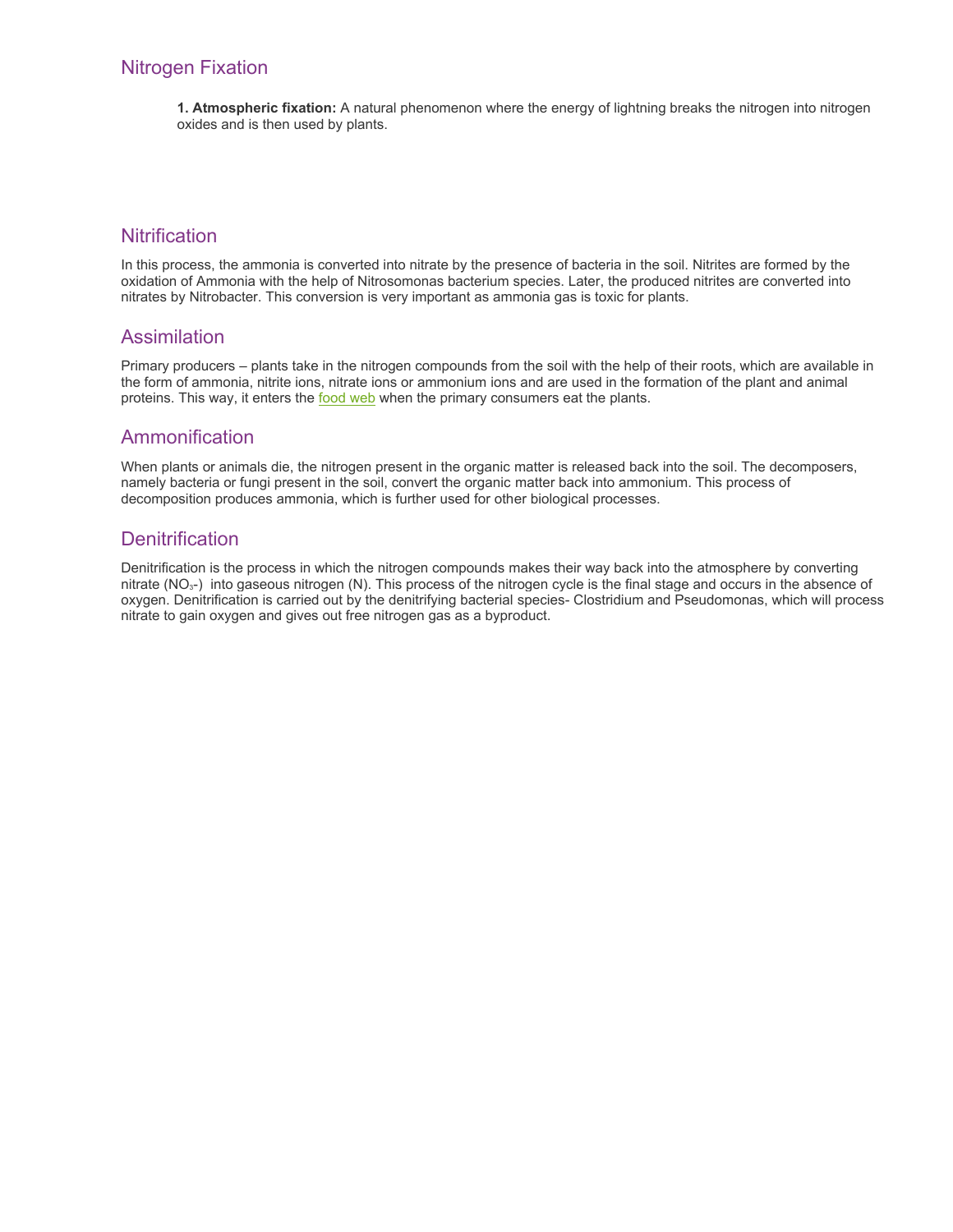## Nitrogen Fixation

**1. Atmospheric fixation:** A natural phenomenon where the energy of lightning breaks the nitrogen into nitrogen oxides and is then used by plants.

## Nitrification

In this process, the ammonia is converted into nitrate by the presence of bacteria in the soil. Nitrites are formed by the oxidation of Ammonia with the help of Nitrosomonas bacterium species. Later, the produced nitrites are converted into nitrates by Nitrobacter. This conversion is very important as ammonia gas is toxic for plants.

## Assimilation

Primary producers – plants take in the nitrogen compounds from the soil with the help of their roots, which are available in the form of ammonia, nitrite ions, nitrate ions or ammonium ions and are used in the formation of the plant and animal proteins. This way, it enters the food web when the primary consumers eat the plants.

## Ammonification

When plants or animals die, the nitrogen present in the organic matter is released back into the soil. The decomposers, namely bacteria or fungi present in the soil, convert the organic matter back into ammonium. This process of decomposition produces ammonia, which is further used for other biological processes.

## Denitrification

Denitrification is the process in which the nitrogen compounds makes their way back into the atmosphere by converting nitrate ($NO_3$-) into gaseous nitrogen (N). This process of the nitrogen cycle is the final stage and occurs in the absence of oxygen. Denitrification is carried out by the denitrifying bacterial species- Clostridium and Pseudomonas, which will process nitrate to gain oxygen and gives out free nitrogen gas as a byproduct.